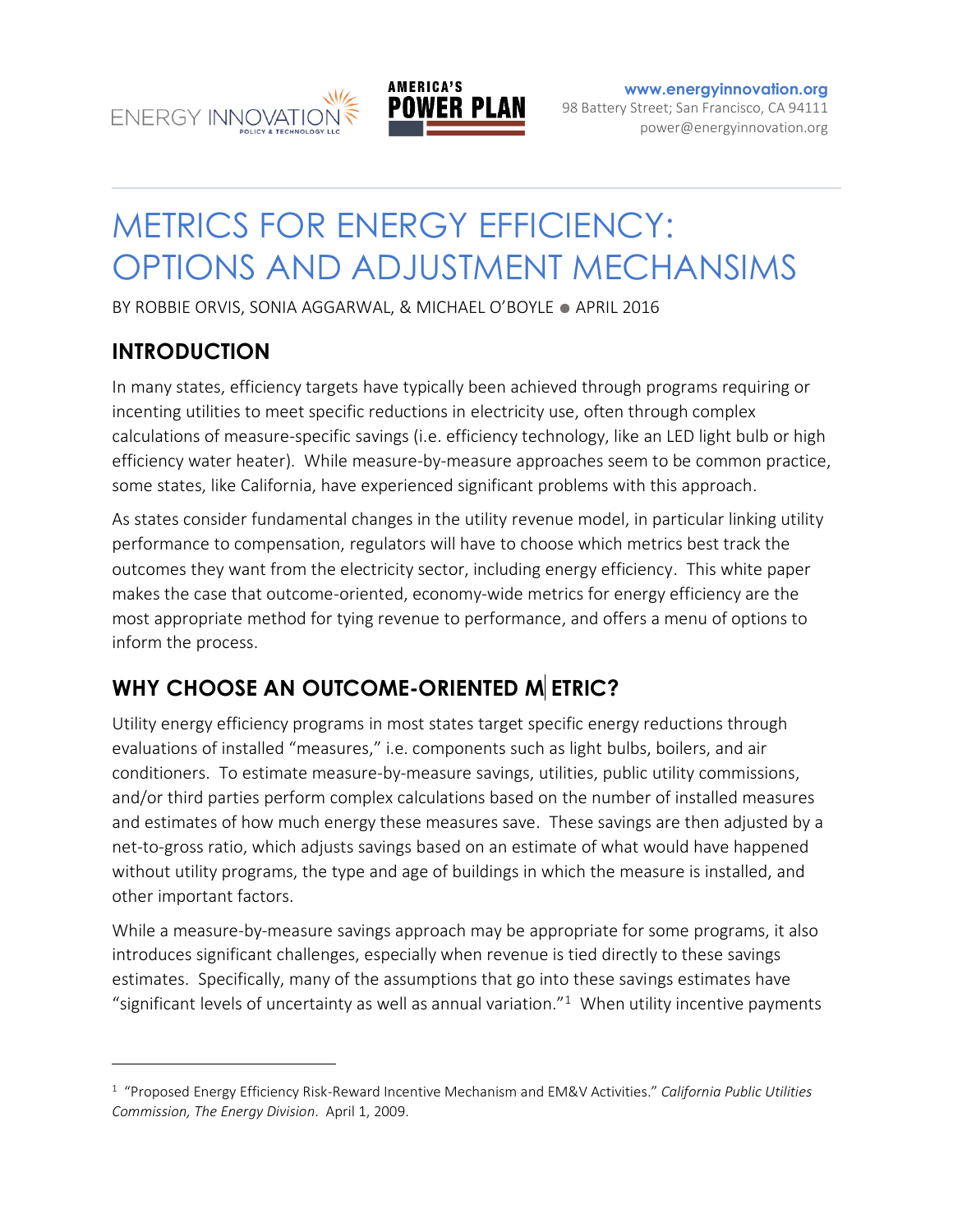www.energyinnovation.org
98 Battery Street; San Francisco, CA 94111
power@energyinnovation.org

# METRICS FOR ENERGY EFFICIENCY: OPTIONS AND ADJUSTMENT MECHANSIMS

BY ROBBIE ORVIS, SONIA AGGARWAL, & MICHAEL O'BOYLE ● APRIL 2016

## INTRODUCTION

In many states, efficiency targets have typically been achieved through programs requiring or incenting utilities to meet specific reductions in electricity use, often through complex calculations of measure-specific savings (i.e. efficiency technology, like an LED light bulb or high efficiency water heater). While measure-by-measure approaches seem to be common practice, some states, like California, have experienced significant problems with this approach.

As states consider fundamental changes in the utility revenue model, in particular linking utility performance to compensation, regulators will have to choose which metrics best track the outcomes they want from the electricity sector, including energy efficiency. This white paper makes the case that outcome-oriented, economy-wide metrics for energy efficiency are the most appropriate method for tying revenue to performance, and offers a menu of options to inform the process.

## WHY CHOOSE AN OUTCOME-ORIENTED METRIC?

Utility energy efficiency programs in most states target specific energy reductions through evaluations of installed "measures," i.e. components such as light bulbs, boilers, and air conditioners. To estimate measure-by-measure savings, utilities, public utility commissions, and/or third parties perform complex calculations based on the number of installed measures and estimates of how much energy these measures save. These savings are then adjusted by a net-to-gross ratio, which adjusts savings based on an estimate of what would have happened without utility programs, the type and age of buildings in which the measure is installed, and other important factors.

While a measure-by-measure savings approach may be appropriate for some programs, it also introduces significant challenges, especially when revenue is tied directly to these savings estimates. Specifically, many of the assumptions that go into these savings estimates have "significant levels of uncertainty as well as annual variation."[1] When utility incentive payments

[1] "Proposed Energy Efficiency Risk-Reward Incentive Mechanism and EM&V Activities." *California Public Utilities Commission, The Energy Division*. April 1, 2009.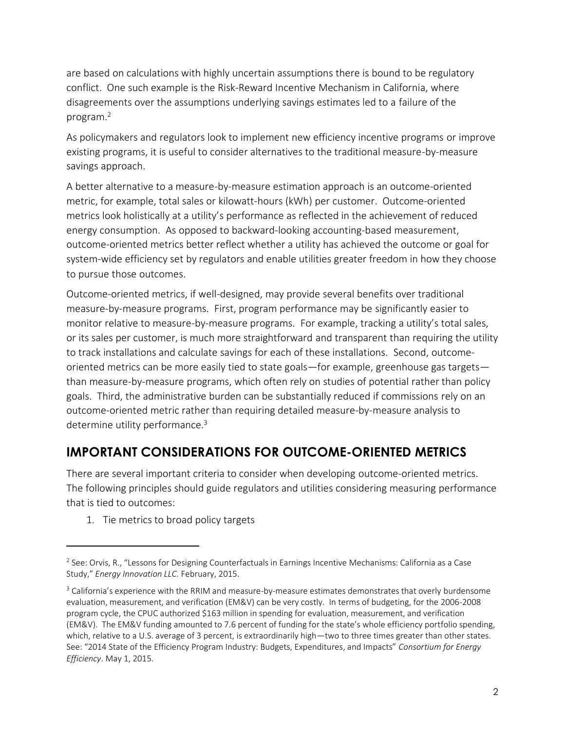are based on calculations with highly uncertain assumptions there is bound to be regulatory conflict. One such example is the Risk-Reward Incentive Mechanism in California, where disagreements over the assumptions underlying savings estimates led to a failure of the program.[2]

As policymakers and regulators look to implement new efficiency incentive programs or improve existing programs, it is useful to consider alternatives to the traditional measure-by-measure savings approach.

A better alternative to a measure-by-measure estimation approach is an outcome-oriented metric, for example, total sales or kilowatt-hours (kWh) per customer. Outcome-oriented metrics look holistically at a utility's performance as reflected in the achievement of reduced energy consumption. As opposed to backward-looking accounting-based measurement, outcome-oriented metrics better reflect whether a utility has achieved the outcome or goal for system-wide efficiency set by regulators and enable utilities greater freedom in how they choose to pursue those outcomes.

Outcome-oriented metrics, if well-designed, may provide several benefits over traditional measure-by-measure programs. First, program performance may be significantly easier to monitor relative to measure-by-measure programs. For example, tracking a utility's total sales, or its sales per customer, is much more straightforward and transparent than requiring the utility to track installations and calculate savings for each of these installations. Second, outcome-oriented metrics can be more easily tied to state goals—for example, greenhouse gas targets—than measure-by-measure programs, which often rely on studies of potential rather than policy goals. Third, the administrative burden can be substantially reduced if commissions rely on an outcome-oriented metric rather than requiring detailed measure-by-measure analysis to determine utility performance.[3]

## IMPORTANT CONSIDERATIONS FOR OUTCOME-ORIENTED METRICS

There are several important criteria to consider when developing outcome-oriented metrics. The following principles should guide regulators and utilities considering measuring performance that is tied to outcomes:

1. Tie metrics to broad policy targets

---

[2] See: Orvis, R., "Lessons for Designing Counterfactuals in Earnings Incentive Mechanisms: California as a Case Study," *Energy Innovation LLC*. February, 2015.

[3] California's experience with the RRIM and measure-by-measure estimates demonstrates that overly burdensome evaluation, measurement, and verification (EM&V) can be very costly. In terms of budgeting, for the 2006-2008 program cycle, the CPUC authorized $163 million in spending for evaluation, measurement, and verification (EM&V). The EM&V funding amounted to 7.6 percent of funding for the state's whole efficiency portfolio spending, which, relative to a U.S. average of 3 percent, is extraordinarily high—two to three times greater than other states. See: "2014 State of the Efficiency Program Industry: Budgets, Expenditures, and Impacts" *Consortium for Energy Efficiency*. May 1, 2015.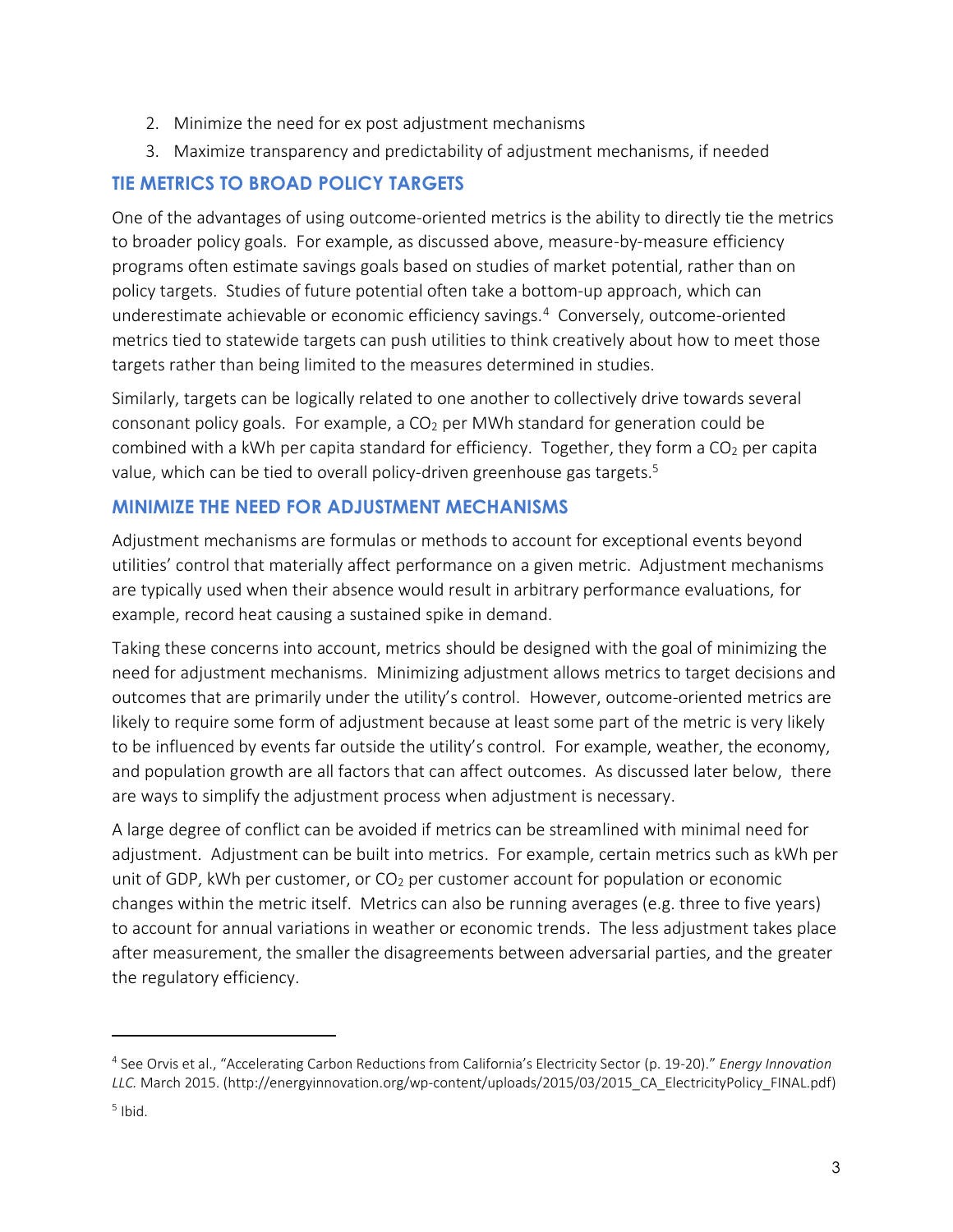2. Minimize the need for ex post adjustment mechanisms
3. Maximize transparency and predictability of adjustment mechanisms, if needed

## TIE METRICS TO BROAD POLICY TARGETS

One of the advantages of using outcome-oriented metrics is the ability to directly tie the metrics to broader policy goals. For example, as discussed above, measure-by-measure efficiency programs often estimate savings goals based on studies of market potential, rather than on policy targets. Studies of future potential often take a bottom-up approach, which can underestimate achievable or economic efficiency savings.[4] Conversely, outcome-oriented metrics tied to statewide targets can push utilities to think creatively about how to meet those targets rather than being limited to the measures determined in studies.

Similarly, targets can be logically related to one another to collectively drive towards several consonant policy goals. For example, a $CO_2$ per MWh standard for generation could be combined with a kWh per capita standard for efficiency. Together, they form a $CO_2$ per capita value, which can be tied to overall policy-driven greenhouse gas targets.[5]

## MINIMIZE THE NEED FOR ADJUSTMENT MECHANISMS

Adjustment mechanisms are formulas or methods to account for exceptional events beyond utilities' control that materially affect performance on a given metric. Adjustment mechanisms are typically used when their absence would result in arbitrary performance evaluations, for example, record heat causing a sustained spike in demand.

Taking these concerns into account, metrics should be designed with the goal of minimizing the need for adjustment mechanisms. Minimizing adjustment allows metrics to target decisions and outcomes that are primarily under the utility's control. However, outcome-oriented metrics are likely to require some form of adjustment because at least some part of the metric is very likely to be influenced by events far outside the utility's control. For example, weather, the economy, and population growth are all factors that can affect outcomes. As discussed later below, there are ways to simplify the adjustment process when adjustment is necessary.

A large degree of conflict can be avoided if metrics can be streamlined with minimal need for adjustment. Adjustment can be built into metrics. For example, certain metrics such as kWh per unit of GDP, kWh per customer, or $CO_2$ per customer account for population or economic changes within the metric itself. Metrics can also be running averages (e.g. three to five years) to account for annual variations in weather or economic trends. The less adjustment takes place after measurement, the smaller the disagreements between adversarial parties, and the greater the regulatory efficiency.

---

[4] See Orvis et al., "Accelerating Carbon Reductions from California's Electricity Sector (p. 19-20)." *Energy Innovation LLC.* March 2015. (http://energyinnovation.org/wp-content/uploads/2015/03/2015_CA_ElectricityPolicy_FINAL.pdf)

[5] Ibid.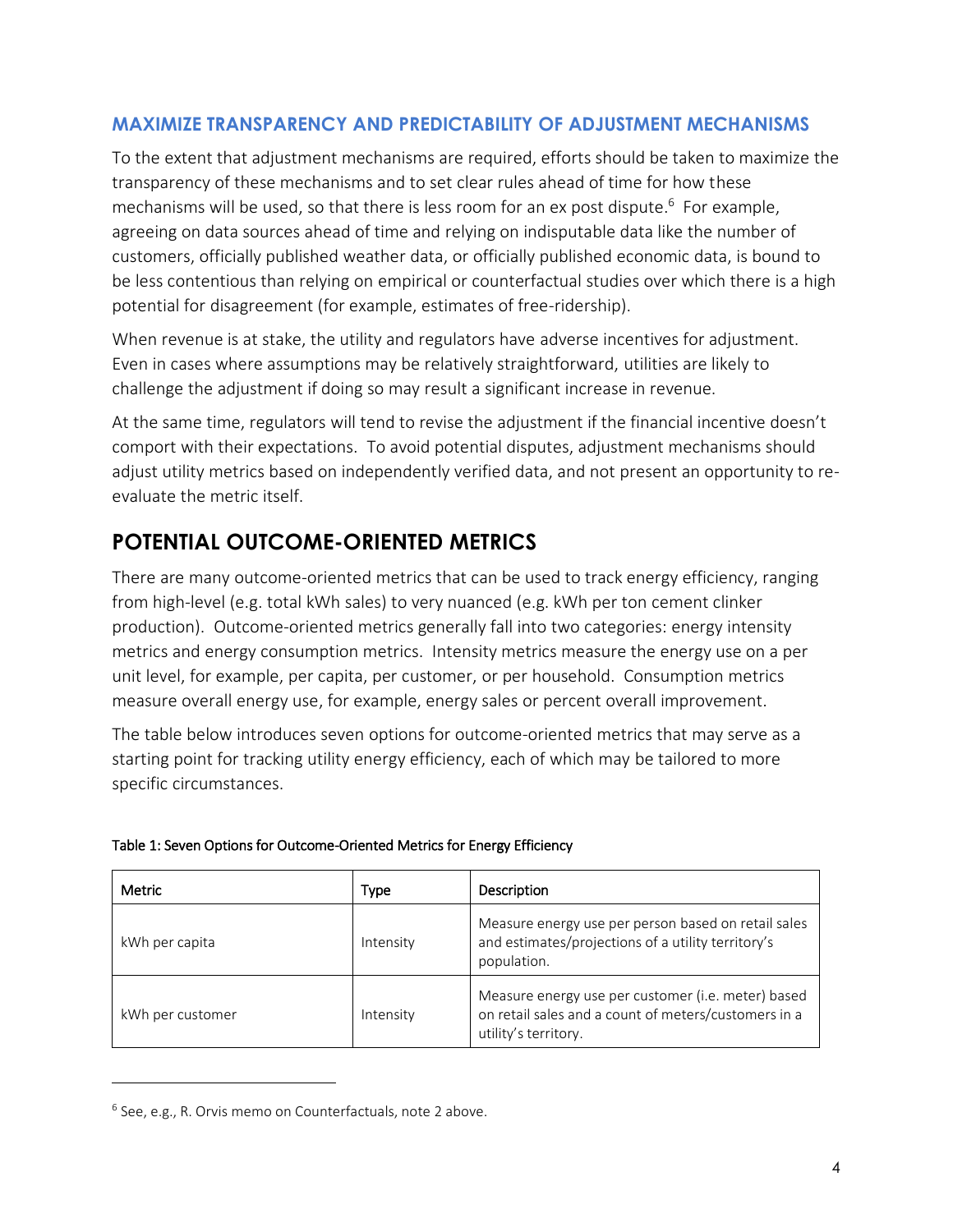### MAXIMIZE TRANSPARENCY AND PREDICTABILITY OF ADJUSTMENT MECHANISMS

To the extent that adjustment mechanisms are required, efforts should be taken to maximize the transparency of these mechanisms and to set clear rules ahead of time for how these mechanisms will be used, so that there is less room for an ex post dispute.[6] For example, agreeing on data sources ahead of time and relying on indisputable data like the number of customers, officially published weather data, or officially published economic data, is bound to be less contentious than relying on empirical or counterfactual studies over which there is a high potential for disagreement (for example, estimates of free-ridership).

When revenue is at stake, the utility and regulators have adverse incentives for adjustment. Even in cases where assumptions may be relatively straightforward, utilities are likely to challenge the adjustment if doing so may result a significant increase in revenue.

At the same time, regulators will tend to revise the adjustment if the financial incentive doesn't comport with their expectations. To avoid potential disputes, adjustment mechanisms should adjust utility metrics based on independently verified data, and not present an opportunity to re-evaluate the metric itself.

## POTENTIAL OUTCOME-ORIENTED METRICS

There are many outcome-oriented metrics that can be used to track energy efficiency, ranging from high-level (e.g. total kWh sales) to very nuanced (e.g. kWh per ton cement clinker production). Outcome-oriented metrics generally fall into two categories: energy intensity metrics and energy consumption metrics. Intensity metrics measure the energy use on a per unit level, for example, per capita, per customer, or per household. Consumption metrics measure overall energy use, for example, energy sales or percent overall improvement.

The table below introduces seven options for outcome-oriented metrics that may serve as a starting point for tracking utility energy efficiency, each of which may be tailored to more specific circumstances.

Table 1: Seven Options for Outcome-Oriented Metrics for Energy Efficiency

| Metric | Type | Description |
|---|---|---|
| kWh per capita | Intensity | Measure energy use per person based on retail sales and estimates/projections of a utility territory's population. |
| kWh per customer | Intensity | Measure energy use per customer (i.e. meter) based on retail sales and a count of meters/customers in a utility's territory. |

[6] See, e.g., R. Orvis memo on Counterfactuals, note 2 above.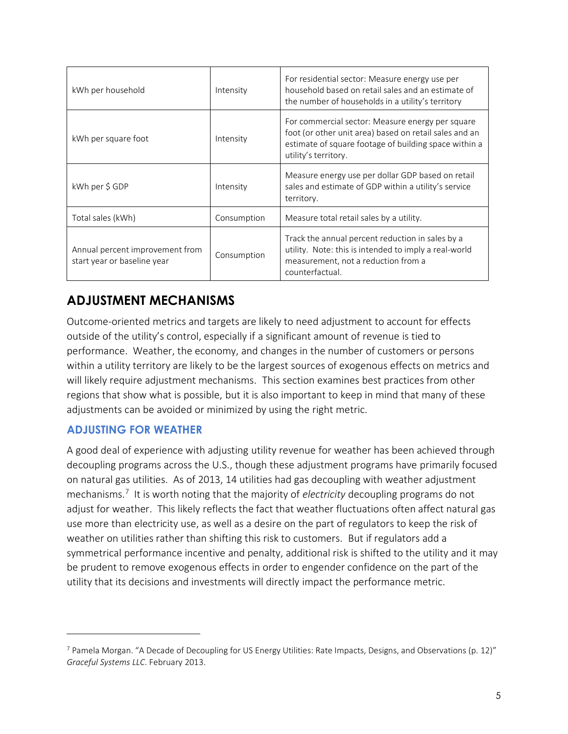| | | |
|---|---|---|
| kWh per household | Intensity | For residential sector: Measure energy use per household based on retail sales and an estimate of the number of households in a utility's territory |
| kWh per square foot | Intensity | For commercial sector: Measure energy per square foot (or other unit area) based on retail sales and an estimate of square footage of building space within a utility's territory. |
| kWh per $ GDP | Intensity | Measure energy use per dollar GDP based on retail sales and estimate of GDP within a utility's service territory. |
| Total sales (kWh) | Consumption | Measure total retail sales by a utility. |
| Annual percent improvement from start year or baseline year | Consumption | Track the annual percent reduction in sales by a utility. Note: this is intended to imply a real-world measurement, not a reduction from a counterfactual. |

## ADJUSTMENT MECHANISMS

Outcome-oriented metrics and targets are likely to need adjustment to account for effects outside of the utility's control, especially if a significant amount of revenue is tied to performance. Weather, the economy, and changes in the number of customers or persons within a utility territory are likely to be the largest sources of exogenous effects on metrics and will likely require adjustment mechanisms. This section examines best practices from other regions that show what is possible, but it is also important to keep in mind that many of these adjustments can be avoided or minimized by using the right metric.

### ADJUSTING FOR WEATHER

A good deal of experience with adjusting utility revenue for weather has been achieved through decoupling programs across the U.S., though these adjustment programs have primarily focused on natural gas utilities. As of 2013, 14 utilities had gas decoupling with weather adjustment mechanisms.[7] It is worth noting that the majority of *electricity* decoupling programs do not adjust for weather. This likely reflects the fact that weather fluctuations often affect natural gas use more than electricity use, as well as a desire on the part of regulators to keep the risk of weather on utilities rather than shifting this risk to customers. But if regulators add a symmetrical performance incentive and penalty, additional risk is shifted to the utility and it may be prudent to remove exogenous effects in order to engender confidence on the part of the utility that its decisions and investments will directly impact the performance metric.

---

[7] Pamela Morgan. "A Decade of Decoupling for US Energy Utilities: Rate Impacts, Designs, and Observations (p. 12)" *Graceful Systems LLC*. February 2013.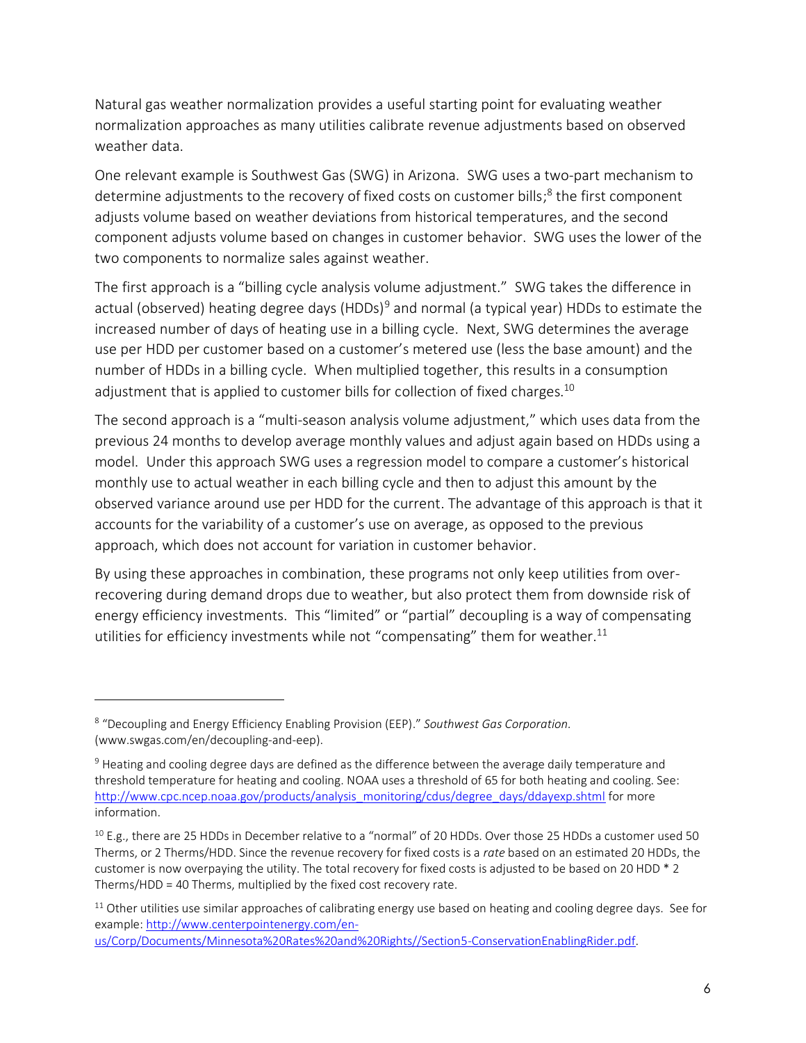Natural gas weather normalization provides a useful starting point for evaluating weather normalization approaches as many utilities calibrate revenue adjustments based on observed weather data.

One relevant example is Southwest Gas (SWG) in Arizona. SWG uses a two-part mechanism to determine adjustments to the recovery of fixed costs on customer bills;[8] the first component adjusts volume based on weather deviations from historical temperatures, and the second component adjusts volume based on changes in customer behavior. SWG uses the lower of the two components to normalize sales against weather.

The first approach is a "billing cycle analysis volume adjustment." SWG takes the difference in actual (observed) heating degree days (HDDs)[9] and normal (a typical year) HDDs to estimate the increased number of days of heating use in a billing cycle. Next, SWG determines the average use per HDD per customer based on a customer's metered use (less the base amount) and the number of HDDs in a billing cycle. When multiplied together, this results in a consumption adjustment that is applied to customer bills for collection of fixed charges.[10]

The second approach is a "multi-season analysis volume adjustment," which uses data from the previous 24 months to develop average monthly values and adjust again based on HDDs using a model. Under this approach SWG uses a regression model to compare a customer's historical monthly use to actual weather in each billing cycle and then to adjust this amount by the observed variance around use per HDD for the current. The advantage of this approach is that it accounts for the variability of a customer's use on average, as opposed to the previous approach, which does not account for variation in customer behavior.

By using these approaches in combination, these programs not only keep utilities from over-recovering during demand drops due to weather, but also protect them from downside risk of energy efficiency investments. This "limited" or "partial" decoupling is a way of compensating utilities for efficiency investments while not "compensating" them for weather.[11]

---

[8] "Decoupling and Energy Efficiency Enabling Provision (EEP)." *Southwest Gas Corporation.* (www.swgas.com/en/decoupling-and-eep).

[9] Heating and cooling degree days are defined as the difference between the average daily temperature and threshold temperature for heating and cooling. NOAA uses a threshold of 65 for both heating and cooling. See: http://www.cpc.ncep.noaa.gov/products/analysis_monitoring/cdus/degree_days/ddayexp.shtml for more information.

[10] E.g., there are 25 HDDs in December relative to a "normal" of 20 HDDs. Over those 25 HDDs a customer used 50 Therms, or 2 Therms/HDD. Since the revenue recovery for fixed costs is a *rate* based on an estimated 20 HDDs, the customer is now overpaying the utility. The total recovery for fixed costs is adjusted to be based on 20 HDD * 2 Therms/HDD = 40 Therms, multiplied by the fixed cost recovery rate.

[11] Other utilities use similar approaches of calibrating energy use based on heating and cooling degree days. See for example: http://www.centerpointenergy.com/en-us/Corp/Documents/Minnesota%20Rates%20and%20Rights//Section5-ConservationEnablingRider.pdf.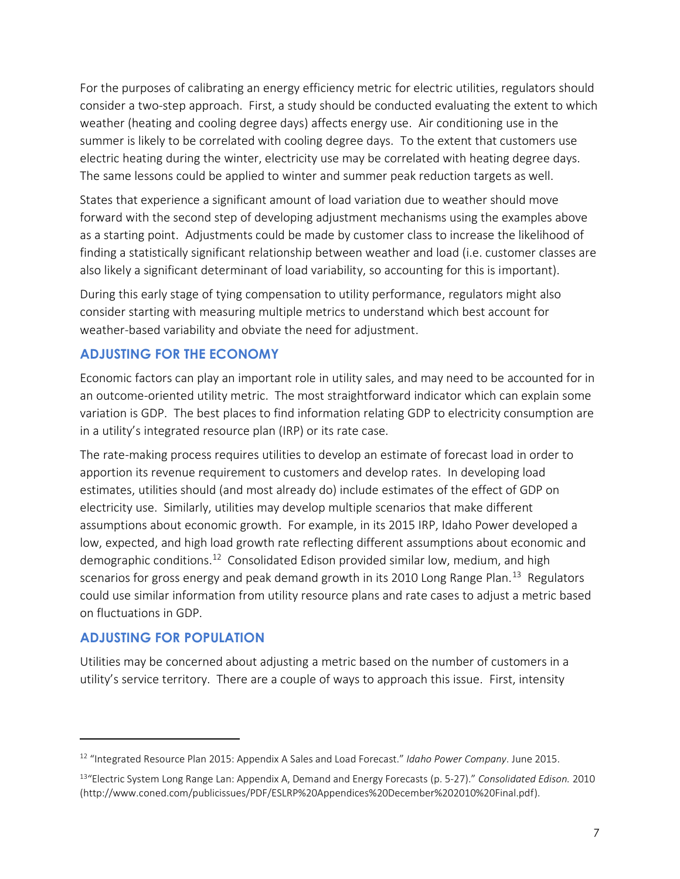For the purposes of calibrating an energy efficiency metric for electric utilities, regulators should consider a two-step approach. First, a study should be conducted evaluating the extent to which weather (heating and cooling degree days) affects energy use. Air conditioning use in the summer is likely to be correlated with cooling degree days. To the extent that customers use electric heating during the winter, electricity use may be correlated with heating degree days. The same lessons could be applied to winter and summer peak reduction targets as well.

States that experience a significant amount of load variation due to weather should move forward with the second step of developing adjustment mechanisms using the examples above as a starting point. Adjustments could be made by customer class to increase the likelihood of finding a statistically significant relationship between weather and load (i.e. customer classes are also likely a significant determinant of load variability, so accounting for this is important).

During this early stage of tying compensation to utility performance, regulators might also consider starting with measuring multiple metrics to understand which best account for weather-based variability and obviate the need for adjustment.

## ADJUSTING FOR THE ECONOMY

Economic factors can play an important role in utility sales, and may need to be accounted for in an outcome-oriented utility metric. The most straightforward indicator which can explain some variation is GDP. The best places to find information relating GDP to electricity consumption are in a utility's integrated resource plan (IRP) or its rate case.

The rate-making process requires utilities to develop an estimate of forecast load in order to apportion its revenue requirement to customers and develop rates. In developing load estimates, utilities should (and most already do) include estimates of the effect of GDP on electricity use. Similarly, utilities may develop multiple scenarios that make different assumptions about economic growth. For example, in its 2015 IRP, Idaho Power developed a low, expected, and high load growth rate reflecting different assumptions about economic and demographic conditions.[12] Consolidated Edison provided similar low, medium, and high scenarios for gross energy and peak demand growth in its 2010 Long Range Plan.[13] Regulators could use similar information from utility resource plans and rate cases to adjust a metric based on fluctuations in GDP.

## ADJUSTING FOR POPULATION

Utilities may be concerned about adjusting a metric based on the number of customers in a utility's service territory. There are a couple of ways to approach this issue. First, intensity

---

[12] "Integrated Resource Plan 2015: Appendix A Sales and Load Forecast." *Idaho Power Company*. June 2015.

[13] "Electric System Long Range Lan: Appendix A, Demand and Energy Forecasts (p. 5-27)." *Consolidated Edison.* 2010 (http://www.coned.com/publicissues/PDF/ESLRP%20Appendices%20December%202010%20Final.pdf).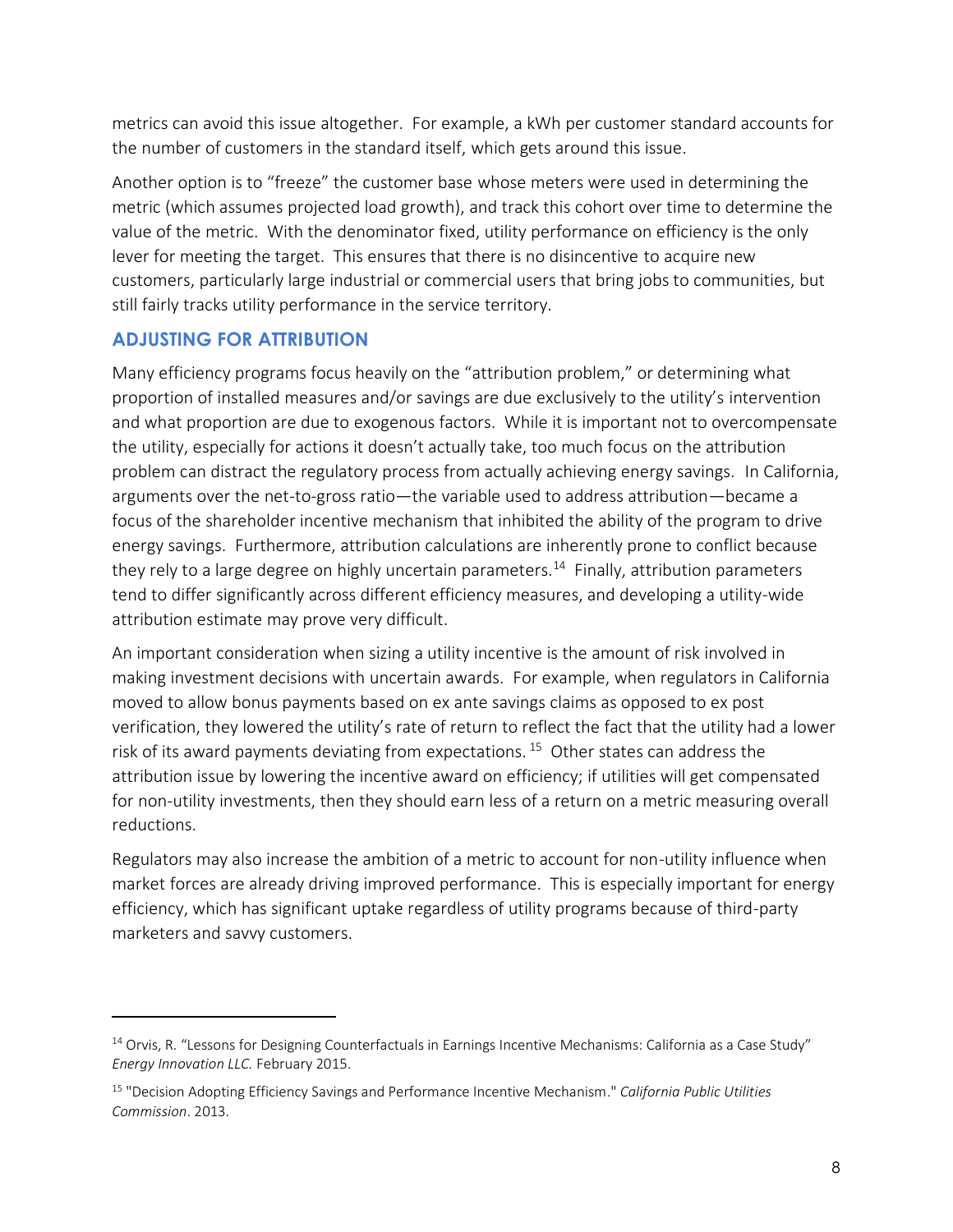metrics can avoid this issue altogether. For example, a kWh per customer standard accounts for the number of customers in the standard itself, which gets around this issue.

Another option is to "freeze" the customer base whose meters were used in determining the metric (which assumes projected load growth), and track this cohort over time to determine the value of the metric. With the denominator fixed, utility performance on efficiency is the only lever for meeting the target. This ensures that there is no disincentive to acquire new customers, particularly large industrial or commercial users that bring jobs to communities, but still fairly tracks utility performance in the service territory.

## ADJUSTING FOR ATTRIBUTION

Many efficiency programs focus heavily on the "attribution problem," or determining what proportion of installed measures and/or savings are due exclusively to the utility's intervention and what proportion are due to exogenous factors. While it is important not to overcompensate the utility, especially for actions it doesn't actually take, too much focus on the attribution problem can distract the regulatory process from actually achieving energy savings. In California, arguments over the net-to-gross ratio—the variable used to address attribution—became a focus of the shareholder incentive mechanism that inhibited the ability of the program to drive energy savings. Furthermore, attribution calculations are inherently prone to conflict because they rely to a large degree on highly uncertain parameters.[14] Finally, attribution parameters tend to differ significantly across different efficiency measures, and developing a utility-wide attribution estimate may prove very difficult.

An important consideration when sizing a utility incentive is the amount of risk involved in making investment decisions with uncertain awards. For example, when regulators in California moved to allow bonus payments based on ex ante savings claims as opposed to ex post verification, they lowered the utility's rate of return to reflect the fact that the utility had a lower risk of its award payments deviating from expectations.[15] Other states can address the attribution issue by lowering the incentive award on efficiency; if utilities will get compensated for non-utility investments, then they should earn less of a return on a metric measuring overall reductions.

Regulators may also increase the ambition of a metric to account for non-utility influence when market forces are already driving improved performance. This is especially important for energy efficiency, which has significant uptake regardless of utility programs because of third-party marketers and savvy customers.

---

[14] Orvis, R. "Lessons for Designing Counterfactuals in Earnings Incentive Mechanisms: California as a Case Study" *Energy Innovation LLC.* February 2015.

[15] "Decision Adopting Efficiency Savings and Performance Incentive Mechanism." *California Public Utilities Commission*. 2013.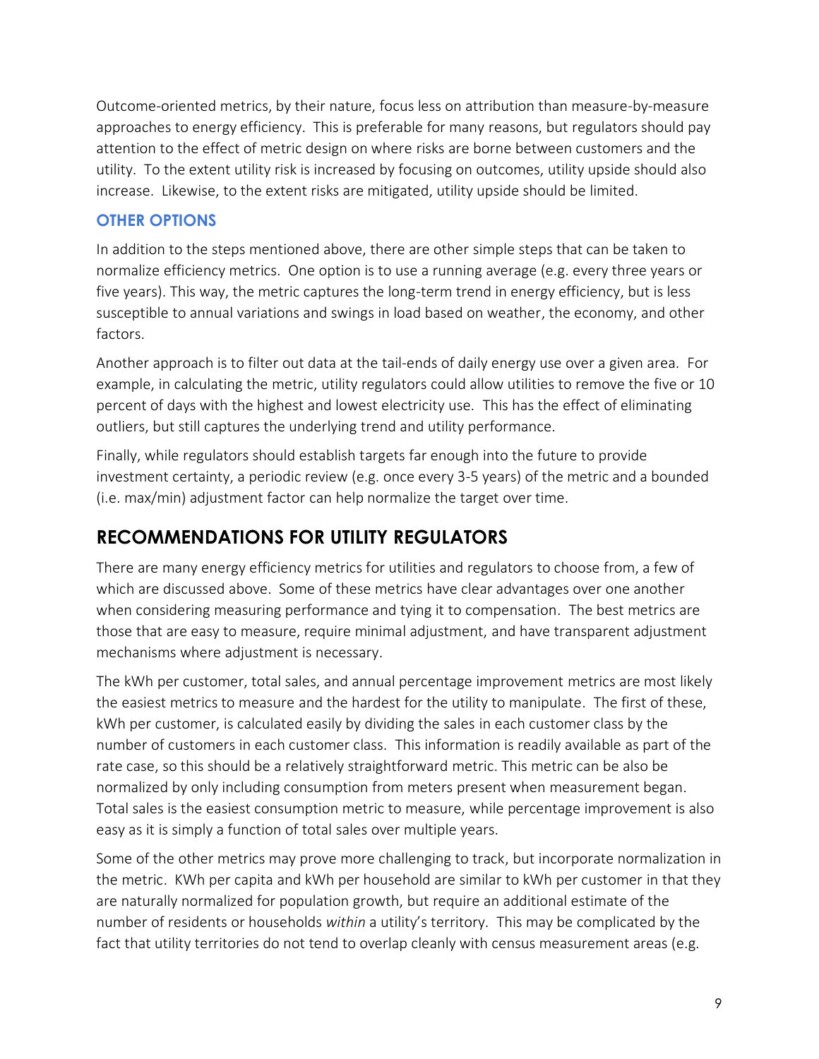Outcome-oriented metrics, by their nature, focus less on attribution than measure-by-measure approaches to energy efficiency. This is preferable for many reasons, but regulators should pay attention to the effect of metric design on where risks are borne between customers and the utility. To the extent utility risk is increased by focusing on outcomes, utility upside should also increase. Likewise, to the extent risks are mitigated, utility upside should be limited.

### OTHER OPTIONS

In addition to the steps mentioned above, there are other simple steps that can be taken to normalize efficiency metrics. One option is to use a running average (e.g. every three years or five years). This way, the metric captures the long-term trend in energy efficiency, but is less susceptible to annual variations and swings in load based on weather, the economy, and other factors.

Another approach is to filter out data at the tail-ends of daily energy use over a given area. For example, in calculating the metric, utility regulators could allow utilities to remove the five or 10 percent of days with the highest and lowest electricity use. This has the effect of eliminating outliers, but still captures the underlying trend and utility performance.

Finally, while regulators should establish targets far enough into the future to provide investment certainty, a periodic review (e.g. once every 3-5 years) of the metric and a bounded (i.e. max/min) adjustment factor can help normalize the target over time.

## RECOMMENDATIONS FOR UTILITY REGULATORS

There are many energy efficiency metrics for utilities and regulators to choose from, a few of which are discussed above. Some of these metrics have clear advantages over one another when considering measuring performance and tying it to compensation. The best metrics are those that are easy to measure, require minimal adjustment, and have transparent adjustment mechanisms where adjustment is necessary.

The kWh per customer, total sales, and annual percentage improvement metrics are most likely the easiest metrics to measure and the hardest for the utility to manipulate. The first of these, kWh per customer, is calculated easily by dividing the sales in each customer class by the number of customers in each customer class. This information is readily available as part of the rate case, so this should be a relatively straightforward metric. This metric can be also be normalized by only including consumption from meters present when measurement began. Total sales is the easiest consumption metric to measure, while percentage improvement is also easy as it is simply a function of total sales over multiple years.

Some of the other metrics may prove more challenging to track, but incorporate normalization in the metric. KWh per capita and kWh per household are similar to kWh per customer in that they are naturally normalized for population growth, but require an additional estimate of the number of residents or households *within* a utility's territory. This may be complicated by the fact that utility territories do not tend to overlap cleanly with census measurement areas (e.g.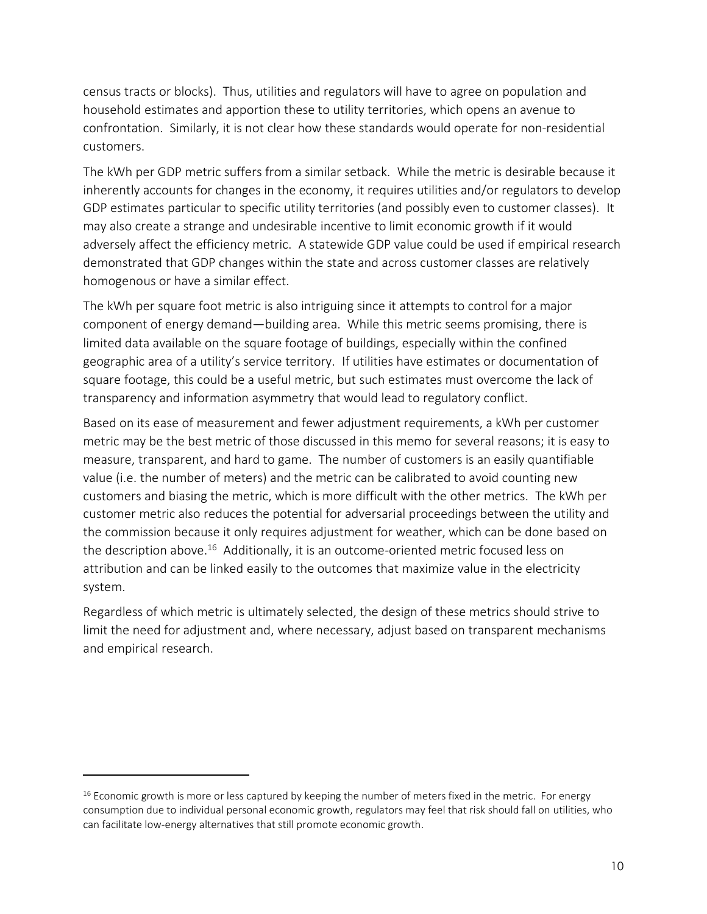census tracts or blocks). Thus, utilities and regulators will have to agree on population and household estimates and apportion these to utility territories, which opens an avenue to confrontation. Similarly, it is not clear how these standards would operate for non-residential customers.

The kWh per GDP metric suffers from a similar setback. While the metric is desirable because it inherently accounts for changes in the economy, it requires utilities and/or regulators to develop GDP estimates particular to specific utility territories (and possibly even to customer classes). It may also create a strange and undesirable incentive to limit economic growth if it would adversely affect the efficiency metric. A statewide GDP value could be used if empirical research demonstrated that GDP changes within the state and across customer classes are relatively homogenous or have a similar effect.

The kWh per square foot metric is also intriguing since it attempts to control for a major component of energy demand—building area. While this metric seems promising, there is limited data available on the square footage of buildings, especially within the confined geographic area of a utility's service territory. If utilities have estimates or documentation of square footage, this could be a useful metric, but such estimates must overcome the lack of transparency and information asymmetry that would lead to regulatory conflict.

Based on its ease of measurement and fewer adjustment requirements, a kWh per customer metric may be the best metric of those discussed in this memo for several reasons; it is easy to measure, transparent, and hard to game. The number of customers is an easily quantifiable value (i.e. the number of meters) and the metric can be calibrated to avoid counting new customers and biasing the metric, which is more difficult with the other metrics. The kWh per customer metric also reduces the potential for adversarial proceedings between the utility and the commission because it only requires adjustment for weather, which can be done based on the description above.[16] Additionally, it is an outcome-oriented metric focused less on attribution and can be linked easily to the outcomes that maximize value in the electricity system.

Regardless of which metric is ultimately selected, the design of these metrics should strive to limit the need for adjustment and, where necessary, adjust based on transparent mechanisms and empirical research.

---

[16] Economic growth is more or less captured by keeping the number of meters fixed in the metric. For energy consumption due to individual personal economic growth, regulators may feel that risk should fall on utilities, who can facilitate low-energy alternatives that still promote economic growth.